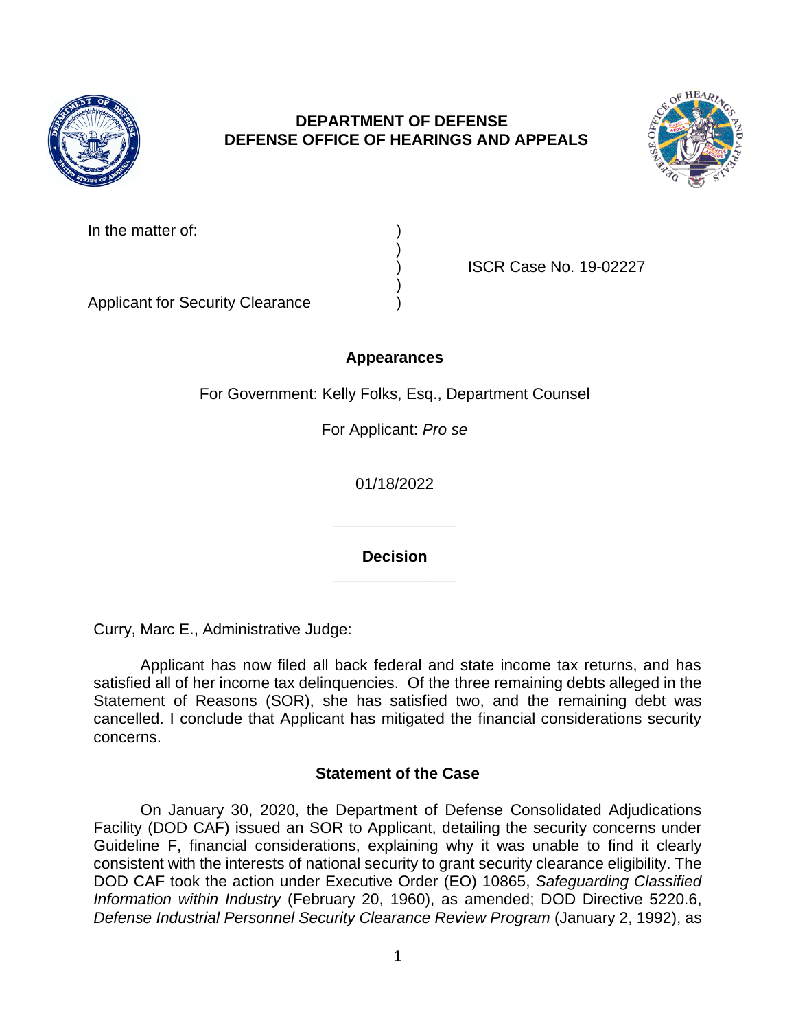**DEPARTMENT OF DEFENSE**
**DEFENSE OFFICE OF HEARINGS AND APPEALS**

In the matter of: )
)
) ISCR Case No. 19-02227
)
Applicant for Security Clearance )

## Appearances

For Government: Kelly Folks, Esq., Department Counsel

For Applicant: *Pro se*

01/18/2022

______________

## Decision

______________

Curry, Marc E., Administrative Judge:

Applicant has now filed all back federal and state income tax returns, and has satisfied all of her income tax delinquencies. Of the three remaining debts alleged in the Statement of Reasons (SOR), she has satisfied two, and the remaining debt was cancelled. I conclude that Applicant has mitigated the financial considerations security concerns.

## Statement of the Case

On January 30, 2020, the Department of Defense Consolidated Adjudications Facility (DOD CAF) issued an SOR to Applicant, detailing the security concerns under Guideline F, financial considerations, explaining why it was unable to find it clearly consistent with the interests of national security to grant security clearance eligibility. The DOD CAF took the action under Executive Order (EO) 10865, *Safeguarding Classified Information within Industry* (February 20, 1960), as amended; DOD Directive 5220.6, *Defense Industrial Personnel Security Clearance Review Program* (January 2, 1992), as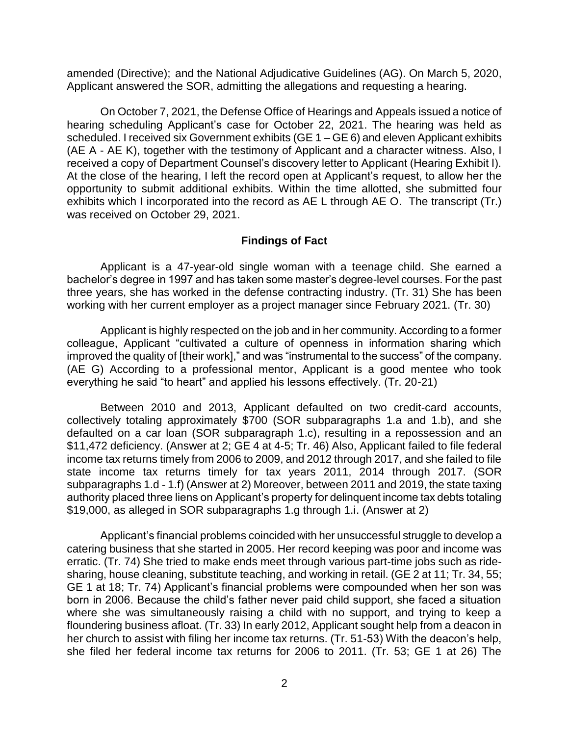amended (Directive); and the National Adjudicative Guidelines (AG). On March 5, 2020, Applicant answered the SOR, admitting the allegations and requesting a hearing.

On October 7, 2021, the Defense Office of Hearings and Appeals issued a notice of hearing scheduling Applicant's case for October 22, 2021. The hearing was held as scheduled. I received six Government exhibits (GE 1 – GE 6) and eleven Applicant exhibits (AE A - AE K), together with the testimony of Applicant and a character witness. Also, I received a copy of Department Counsel's discovery letter to Applicant (Hearing Exhibit I). At the close of the hearing, I left the record open at Applicant's request, to allow her the opportunity to submit additional exhibits. Within the time allotted, she submitted four exhibits which I incorporated into the record as AE L through AE O. The transcript (Tr.) was received on October 29, 2021.

## Findings of Fact

Applicant is a 47-year-old single woman with a teenage child. She earned a bachelor's degree in 1997 and has taken some master's degree-level courses. For the past three years, she has worked in the defense contracting industry. (Tr. 31) She has been working with her current employer as a project manager since February 2021. (Tr. 30)

Applicant is highly respected on the job and in her community. According to a former colleague, Applicant "cultivated a culture of openness in information sharing which improved the quality of [their work]," and was "instrumental to the success" of the company. (AE G) According to a professional mentor, Applicant is a good mentee who took everything he said "to heart" and applied his lessons effectively. (Tr. 20-21)

Between 2010 and 2013, Applicant defaulted on two credit-card accounts, collectively totaling approximately $700 (SOR subparagraphs 1.a and 1.b), and she defaulted on a car loan (SOR subparagraph 1.c), resulting in a repossession and an $11,472 deficiency. (Answer at 2; GE 4 at 4-5; Tr. 46) Also, Applicant failed to file federal income tax returns timely from 2006 to 2009, and 2012 through 2017, and she failed to file state income tax returns timely for tax years 2011, 2014 through 2017. (SOR subparagraphs 1.d - 1.f) (Answer at 2) Moreover, between 2011 and 2019, the state taxing authority placed three liens on Applicant's property for delinquent income tax debts totaling $19,000, as alleged in SOR subparagraphs 1.g through 1.i. (Answer at 2)

Applicant's financial problems coincided with her unsuccessful struggle to develop a catering business that she started in 2005. Her record keeping was poor and income was erratic. (Tr. 74) She tried to make ends meet through various part-time jobs such as ride-sharing, house cleaning, substitute teaching, and working in retail. (GE 2 at 11; Tr. 34, 55; GE 1 at 18; Tr. 74) Applicant's financial problems were compounded when her son was born in 2006. Because the child's father never paid child support, she faced a situation where she was simultaneously raising a child with no support, and trying to keep a floundering business afloat. (Tr. 33) In early 2012, Applicant sought help from a deacon in her church to assist with filing her income tax returns. (Tr. 51-53) With the deacon's help, she filed her federal income tax returns for 2006 to 2011. (Tr. 53; GE 1 at 26) The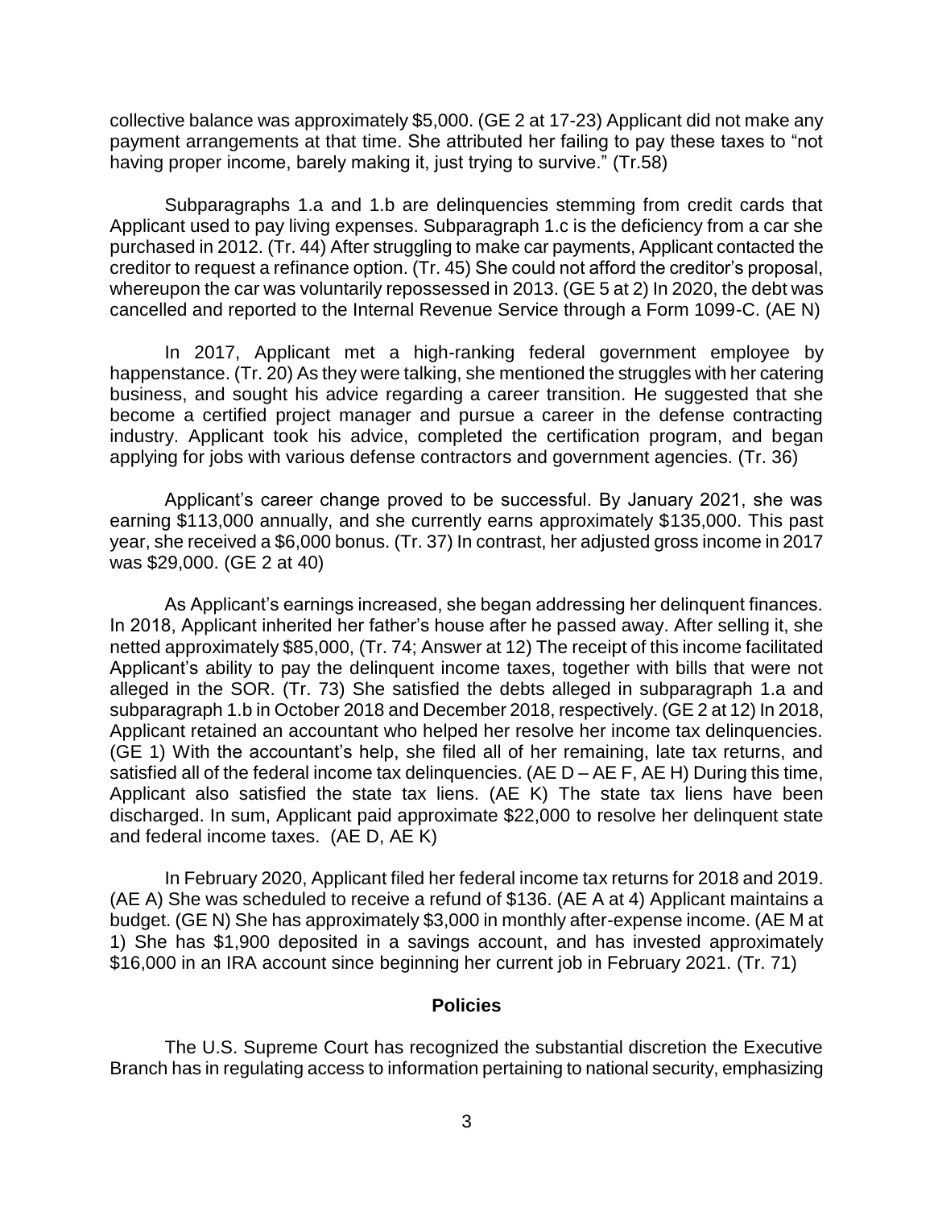collective balance was approximately $5,000. (GE 2 at 17-23) Applicant did not make any payment arrangements at that time. She attributed her failing to pay these taxes to "not having proper income, barely making it, just trying to survive." (Tr.58)

Subparagraphs 1.a and 1.b are delinquencies stemming from credit cards that Applicant used to pay living expenses. Subparagraph 1.c is the deficiency from a car she purchased in 2012. (Tr. 44) After struggling to make car payments, Applicant contacted the creditor to request a refinance option. (Tr. 45) She could not afford the creditor's proposal, whereupon the car was voluntarily repossessed in 2013. (GE 5 at 2) In 2020, the debt was cancelled and reported to the Internal Revenue Service through a Form 1099-C. (AE N)

In 2017, Applicant met a high-ranking federal government employee by happenstance. (Tr. 20) As they were talking, she mentioned the struggles with her catering business, and sought his advice regarding a career transition. He suggested that she become a certified project manager and pursue a career in the defense contracting industry. Applicant took his advice, completed the certification program, and began applying for jobs with various defense contractors and government agencies. (Tr. 36)

Applicant's career change proved to be successful. By January 2021, she was earning $113,000 annually, and she currently earns approximately $135,000. This past year, she received a $6,000 bonus. (Tr. 37) In contrast, her adjusted gross income in 2017 was $29,000. (GE 2 at 40)

As Applicant's earnings increased, she began addressing her delinquent finances. In 2018, Applicant inherited her father's house after he passed away. After selling it, she netted approximately $85,000, (Tr. 74; Answer at 12) The receipt of this income facilitated Applicant's ability to pay the delinquent income taxes, together with bills that were not alleged in the SOR. (Tr. 73) She satisfied the debts alleged in subparagraph 1.a and subparagraph 1.b in October 2018 and December 2018, respectively. (GE 2 at 12) In 2018, Applicant retained an accountant who helped her resolve her income tax delinquencies. (GE 1) With the accountant's help, she filed all of her remaining, late tax returns, and satisfied all of the federal income tax delinquencies. (AE D – AE F, AE H) During this time, Applicant also satisfied the state tax liens. (AE K) The state tax liens have been discharged. In sum, Applicant paid approximate $22,000 to resolve her delinquent state and federal income taxes. (AE D, AE K)

In February 2020, Applicant filed her federal income tax returns for 2018 and 2019. (AE A) She was scheduled to receive a refund of $136. (AE A at 4) Applicant maintains a budget. (GE N) She has approximately $3,000 in monthly after-expense income. (AE M at 1) She has $1,900 deposited in a savings account, and has invested approximately $16,000 in an IRA account since beginning her current job in February 2021. (Tr. 71)

## Policies

The U.S. Supreme Court has recognized the substantial discretion the Executive Branch has in regulating access to information pertaining to national security, emphasizing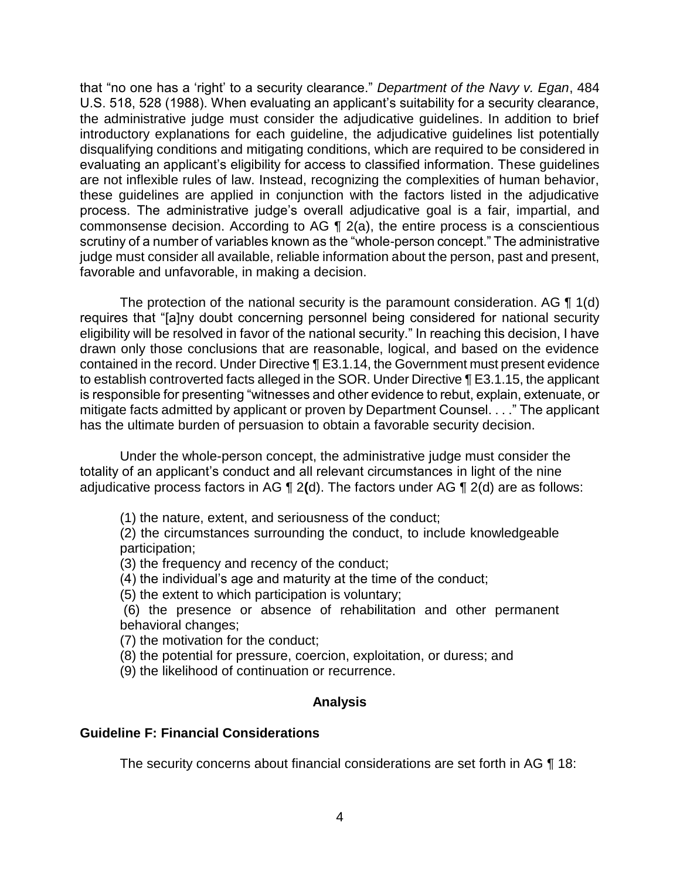that "no one has a 'right' to a security clearance." *Department of the Navy v. Egan*, 484 U.S. 518, 528 (1988). When evaluating an applicant's suitability for a security clearance, the administrative judge must consider the adjudicative guidelines. In addition to brief introductory explanations for each guideline, the adjudicative guidelines list potentially disqualifying conditions and mitigating conditions, which are required to be considered in evaluating an applicant's eligibility for access to classified information. These guidelines are not inflexible rules of law. Instead, recognizing the complexities of human behavior, these guidelines are applied in conjunction with the factors listed in the adjudicative process. The administrative judge's overall adjudicative goal is a fair, impartial, and commonsense decision. According to AG ¶ 2(a), the entire process is a conscientious scrutiny of a number of variables known as the "whole-person concept." The administrative judge must consider all available, reliable information about the person, past and present, favorable and unfavorable, in making a decision.

The protection of the national security is the paramount consideration. AG ¶ 1(d) requires that "[a]ny doubt concerning personnel being considered for national security eligibility will be resolved in favor of the national security." In reaching this decision, I have drawn only those conclusions that are reasonable, logical, and based on the evidence contained in the record. Under Directive ¶ E3.1.14, the Government must present evidence to establish controverted facts alleged in the SOR. Under Directive ¶ E3.1.15, the applicant is responsible for presenting "witnesses and other evidence to rebut, explain, extenuate, or mitigate facts admitted by applicant or proven by Department Counsel. . . ." The applicant has the ultimate burden of persuasion to obtain a favorable security decision.

Under the whole-person concept, the administrative judge must consider the totality of an applicant's conduct and all relevant circumstances in light of the nine adjudicative process factors in AG ¶ 2(d). The factors under AG ¶ 2(d) are as follows:

(1) the nature, extent, and seriousness of the conduct;
(2) the circumstances surrounding the conduct, to include knowledgeable participation;
(3) the frequency and recency of the conduct;
(4) the individual's age and maturity at the time of the conduct;
(5) the extent to which participation is voluntary;
(6) the presence or absence of rehabilitation and other permanent behavioral changes;
(7) the motivation for the conduct;
(8) the potential for pressure, coercion, exploitation, or duress; and
(9) the likelihood of continuation or recurrence.

## Analysis

### Guideline F: Financial Considerations

The security concerns about financial considerations are set forth in AG ¶ 18: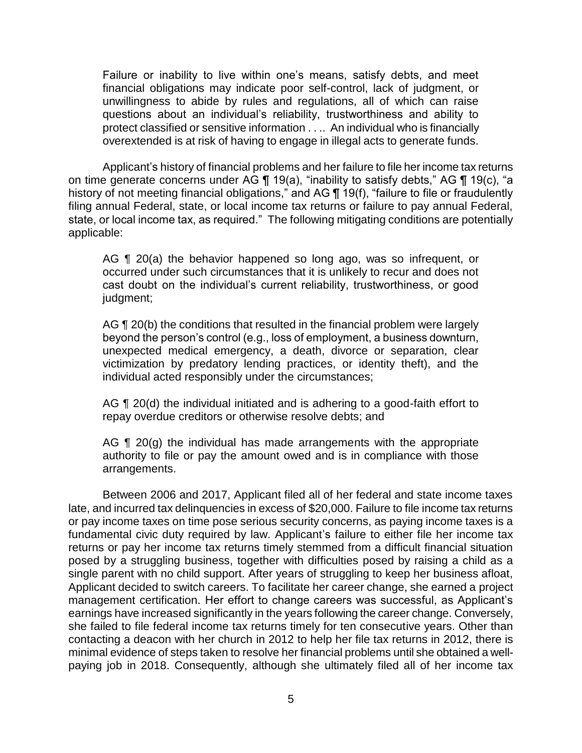> Failure or inability to live within one's means, satisfy debts, and meet financial obligations may indicate poor self-control, lack of judgment, or unwillingness to abide by rules and regulations, all of which can raise questions about an individual's reliability, trustworthiness and ability to protect classified or sensitive information . . .. An individual who is financially overextended is at risk of having to engage in illegal acts to generate funds.

Applicant's history of financial problems and her failure to file her income tax returns on time generate concerns under AG ¶ 19(a), "inability to satisfy debts," AG ¶ 19(c), "a history of not meeting financial obligations," and AG ¶ 19(f), "failure to file or fraudulently filing annual Federal, state, or local income tax returns or failure to pay annual Federal, state, or local income tax, as required." The following mitigating conditions are potentially applicable:

> AG ¶ 20(a) the behavior happened so long ago, was so infrequent, or occurred under such circumstances that it is unlikely to recur and does not cast doubt on the individual's current reliability, trustworthiness, or good judgment;
>
> AG ¶ 20(b) the conditions that resulted in the financial problem were largely beyond the person's control (e.g., loss of employment, a business downturn, unexpected medical emergency, a death, divorce or separation, clear victimization by predatory lending practices, or identity theft), and the individual acted responsibly under the circumstances;
>
> AG ¶ 20(d) the individual initiated and is adhering to a good-faith effort to repay overdue creditors or otherwise resolve debts; and
>
> AG ¶ 20(g) the individual has made arrangements with the appropriate authority to file or pay the amount owed and is in compliance with those arrangements.

Between 2006 and 2017, Applicant filed all of her federal and state income taxes late, and incurred tax delinquencies in excess of $20,000. Failure to file income tax returns or pay income taxes on time pose serious security concerns, as paying income taxes is a fundamental civic duty required by law. Applicant's failure to either file her income tax returns or pay her income tax returns timely stemmed from a difficult financial situation posed by a struggling business, together with difficulties posed by raising a child as a single parent with no child support. After years of struggling to keep her business afloat, Applicant decided to switch careers. To facilitate her career change, she earned a project management certification. Her effort to change careers was successful, as Applicant's earnings have increased significantly in the years following the career change. Conversely, she failed to file federal income tax returns timely for ten consecutive years. Other than contacting a deacon with her church in 2012 to help her file tax returns in 2012, there is minimal evidence of steps taken to resolve her financial problems until she obtained a well-paying job in 2018. Consequently, although she ultimately filed all of her income tax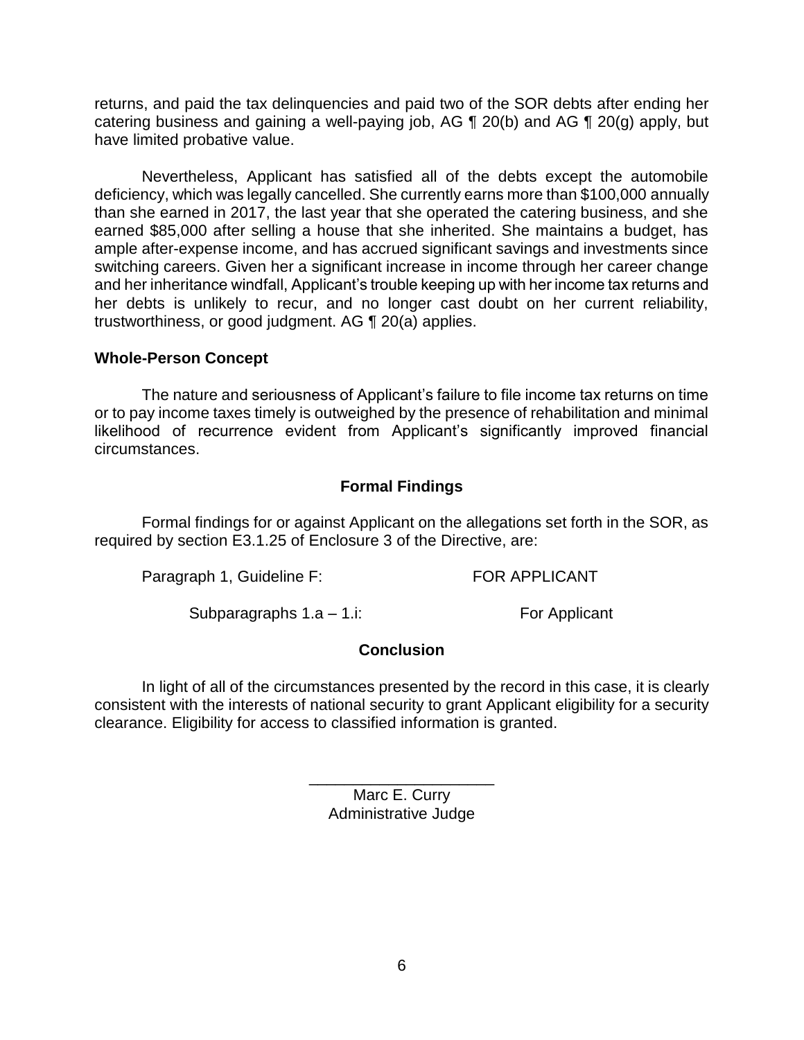returns, and paid the tax delinquencies and paid two of the SOR debts after ending her catering business and gaining a well-paying job, AG ¶ 20(b) and AG ¶ 20(g) apply, but have limited probative value.

Nevertheless, Applicant has satisfied all of the debts except the automobile deficiency, which was legally cancelled. She currently earns more than $100,000 annually than she earned in 2017, the last year that she operated the catering business, and she earned $85,000 after selling a house that she inherited. She maintains a budget, has ample after-expense income, and has accrued significant savings and investments since switching careers. Given her a significant increase in income through her career change and her inheritance windfall, Applicant's trouble keeping up with her income tax returns and her debts is unlikely to recur, and no longer cast doubt on her current reliability, trustworthiness, or good judgment. AG ¶ 20(a) applies.

**Whole-Person Concept**

The nature and seriousness of Applicant's failure to file income tax returns on time or to pay income taxes timely is outweighed by the presence of rehabilitation and minimal likelihood of recurrence evident from Applicant's significantly improved financial circumstances.

**Formal Findings**

Formal findings for or against Applicant on the allegations set forth in the SOR, as required by section E3.1.25 of Enclosure 3 of the Directive, are:

| | |
|---|---|
| Paragraph 1, Guideline F: | FOR APPLICANT |
| Subparagraphs 1.a – 1.i: | For Applicant |

**Conclusion**

In light of all of the circumstances presented by the record in this case, it is clearly consistent with the interests of national security to grant Applicant eligibility for a security clearance. Eligibility for access to classified information is granted.

\_\_\_\_\_\_\_\_\_\_\_\_\_\_\_\_\_\_\_\_\_\_

Marc E. Curry
Administrative Judge